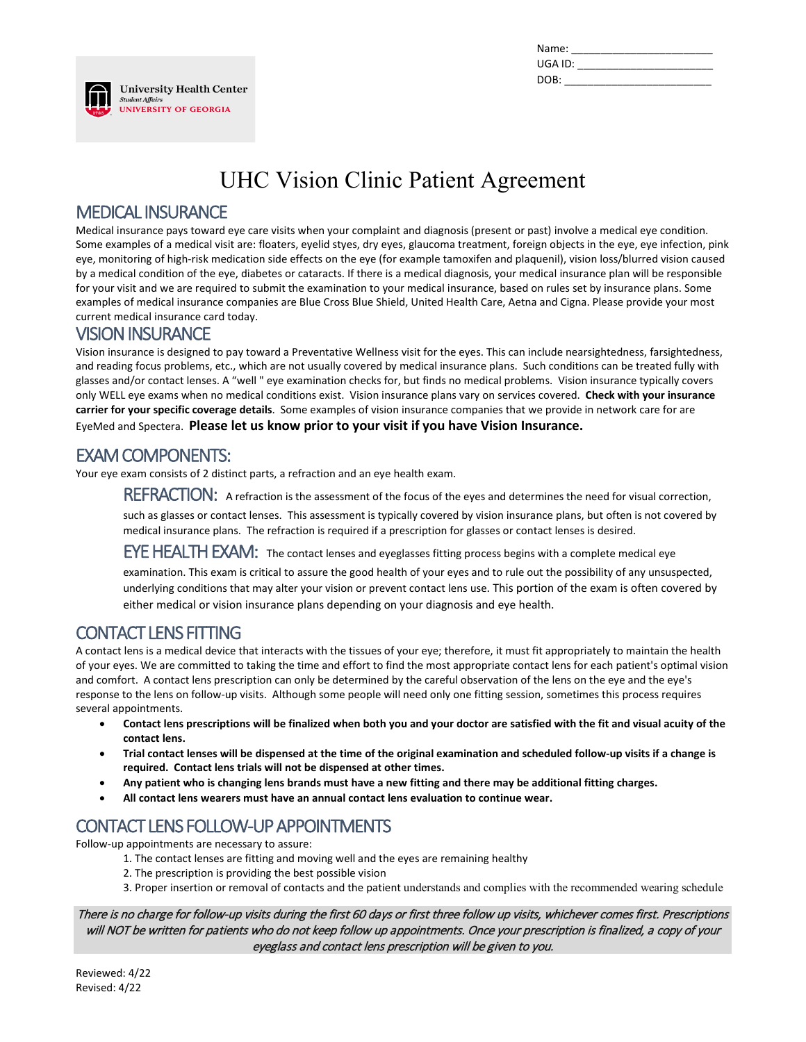University Health Center
Student Affairs
UNIVERSITY OF GEORGIA

Name: ______________________
UGA ID: ______________________
DOB: ______________________

# UHC Vision Clinic Patient Agreement

## MEDICAL INSURANCE

Medical insurance pays toward eye care visits when your complaint and diagnosis (present or past) involve a medical eye condition. Some examples of a medical visit are: floaters, eyelid styes, dry eyes, glaucoma treatment, foreign objects in the eye, eye infection, pink eye, monitoring of high-risk medication side effects on the eye (for example tamoxifen and plaquenil), vision loss/blurred vision caused by a medical condition of the eye, diabetes or cataracts. If there is a medical diagnosis, your medical insurance plan will be responsible for your visit and we are required to submit the examination to your medical insurance, based on rules set by insurance plans. Some examples of medical insurance companies are Blue Cross Blue Shield, United Health Care, Aetna and Cigna. Please provide your most current medical insurance card today.

## VISION INSURANCE

Vision insurance is designed to pay toward a Preventative Wellness visit for the eyes. This can include nearsightedness, farsightedness, and reading focus problems, etc., which are not usually covered by medical insurance plans. Such conditions can be treated fully with glasses and/or contact lenses. A "well " eye examination checks for, but finds no medical problems. Vision insurance typically covers only WELL eye exams when no medical conditions exist. Vision insurance plans vary on services covered. **Check with your insurance carrier for your specific coverage details**. Some examples of vision insurance companies that we provide in network care for are EyeMed and Spectera. **Please let us know prior to your visit if you have Vision Insurance.**

## EXAM COMPONENTS:

Your eye exam consists of 2 distinct parts, a refraction and an eye health exam.

### REFRACTION:

A refraction is the assessment of the focus of the eyes and determines the need for visual correction, such as glasses or contact lenses. This assessment is typically covered by vision insurance plans, but often is not covered by medical insurance plans. The refraction is required if a prescription for glasses or contact lenses is desired.

### EYE HEALTH EXAM:

The contact lenses and eyeglasses fitting process begins with a complete medical eye examination. This exam is critical to assure the good health of your eyes and to rule out the possibility of any unsuspected, underlying conditions that may alter your vision or prevent contact lens use. This portion of the exam is often covered by either medical or vision insurance plans depending on your diagnosis and eye health.

## CONTACT LENS FITTING

A contact lens is a medical device that interacts with the tissues of your eye; therefore, it must fit appropriately to maintain the health of your eyes. We are committed to taking the time and effort to find the most appropriate contact lens for each patient's optimal vision and comfort. A contact lens prescription can only be determined by the careful observation of the lens on the eye and the eye's response to the lens on follow-up visits. Although some people will need only one fitting session, sometimes this process requires several appointments.

- **Contact lens prescriptions will be finalized when both you and your doctor are satisfied with the fit and visual acuity of the contact lens.**
- **Trial contact lenses will be dispensed at the time of the original examination and scheduled follow-up visits if a change is required. Contact lens trials will not be dispensed at other times.**
- **Any patient who is changing lens brands must have a new fitting and there may be additional fitting charges.**
- **All contact lens wearers must have an annual contact lens evaluation to continue wear.**

## CONTACT LENS FOLLOW-UP APPOINTMENTS

Follow-up appointments are necessary to assure:

1. The contact lenses are fitting and moving well and the eyes are remaining healthy
2. The prescription is providing the best possible vision
3. Proper insertion or removal of contacts and the patient understands and complies with the recommended wearing schedule

*There is no charge for follow-up visits during the first 60 days or first three follow up visits, whichever comes first. Prescriptions will NOT be written for patients who do not keep follow up appointments. Once your prescription is finalized, a copy of your eyeglass and contact lens prescription will be given to you.*

Reviewed: 4/22
Revised: 4/22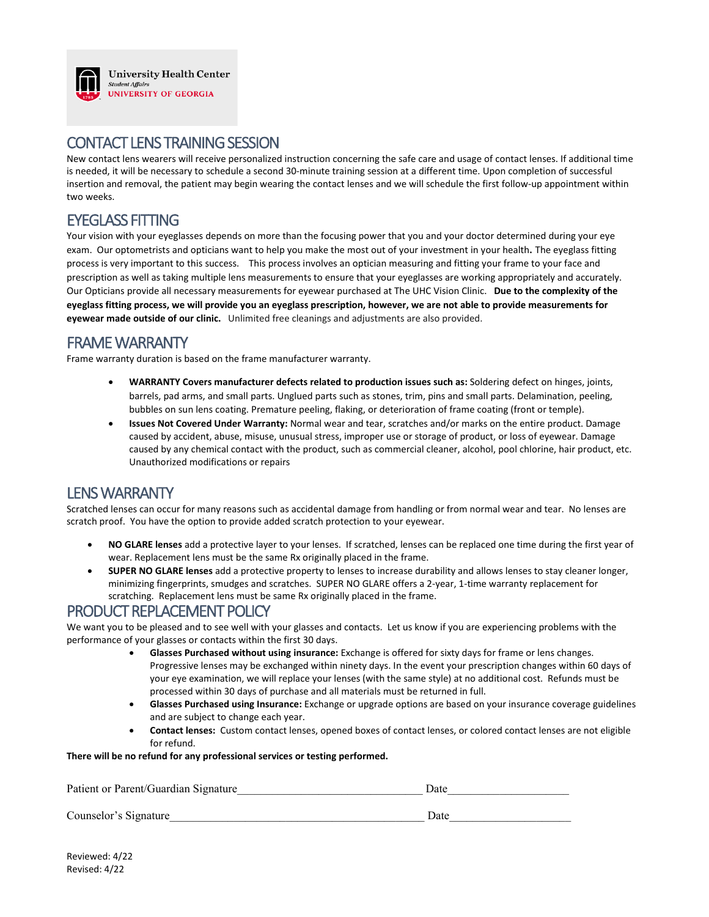University Health Center
*Student Affairs*
UNIVERSITY OF GEORGIA

## CONTACT LENS TRAINING SESSION

New contact lens wearers will receive personalized instruction concerning the safe care and usage of contact lenses. If additional time is needed, it will be necessary to schedule a second 30-minute training session at a different time. Upon completion of successful insertion and removal, the patient may begin wearing the contact lenses and we will schedule the first follow-up appointment within two weeks.

## EYEGLASS FITTING

Your vision with your eyeglasses depends on more than the focusing power that you and your doctor determined during your eye exam. Our optometrists and opticians want to help you make the most out of your investment in your health**.** The eyeglass fitting process is very important to this success. This process involves an optician measuring and fitting your frame to your face and prescription as well as taking multiple lens measurements to ensure that your eyeglasses are working appropriately and accurately. Our Opticians provide all necessary measurements for eyewear purchased at The UHC Vision Clinic. **Due to the complexity of the eyeglass fitting process, we will provide you an eyeglass prescription, however, we are not able to provide measurements for eyewear made outside of our clinic.** Unlimited free cleanings and adjustments are also provided.

## FRAME WARRANTY

Frame warranty duration is based on the frame manufacturer warranty.

- **WARRANTY Covers manufacturer defects related to production issues such as:** Soldering defect on hinges, joints, barrels, pad arms, and small parts. Unglued parts such as stones, trim, pins and small parts. Delamination, peeling, bubbles on sun lens coating. Premature peeling, flaking, or deterioration of frame coating (front or temple).
- **Issues Not Covered Under Warranty:** Normal wear and tear, scratches and/or marks on the entire product. Damage caused by accident, abuse, misuse, unusual stress, improper use or storage of product, or loss of eyewear. Damage caused by any chemical contact with the product, such as commercial cleaner, alcohol, pool chlorine, hair product, etc. Unauthorized modifications or repairs

## LENS WARRANTY

Scratched lenses can occur for many reasons such as accidental damage from handling or from normal wear and tear. No lenses are scratch proof. You have the option to provide added scratch protection to your eyewear.

- **NO GLARE lenses** add a protective layer to your lenses. If scratched, lenses can be replaced one time during the first year of wear. Replacement lens must be the same Rx originally placed in the frame.
- **SUPER NO GLARE lenses** add a protective property to lenses to increase durability and allows lenses to stay cleaner longer, minimizing fingerprints, smudges and scratches. SUPER NO GLARE offers a 2-year, 1-time warranty replacement for scratching. Replacement lens must be same Rx originally placed in the frame.

## PRODUCT REPLACEMENT POLICY

We want you to be pleased and to see well with your glasses and contacts. Let us know if you are experiencing problems with the performance of your glasses or contacts within the first 30 days.

- **Glasses Purchased without using insurance:** Exchange is offered for sixty days for frame or lens changes. Progressive lenses may be exchanged within ninety days. In the event your prescription changes within 60 days of your eye examination, we will replace your lenses (with the same style) at no additional cost. Refunds must be processed within 30 days of purchase and all materials must be returned in full.
- **Glasses Purchased using Insurance:** Exchange or upgrade options are based on your insurance coverage guidelines and are subject to change each year.
- **Contact lenses:** Custom contact lenses, opened boxes of contact lenses, or colored contact lenses are not eligible for refund.

**There will be no refund for any professional services or testing performed.**

Patient or Parent/Guardian Signature_______________________________ Date____________________

Counselor's Signature__________________________________________ Date____________________

Reviewed: 4/22
Revised: 4/22